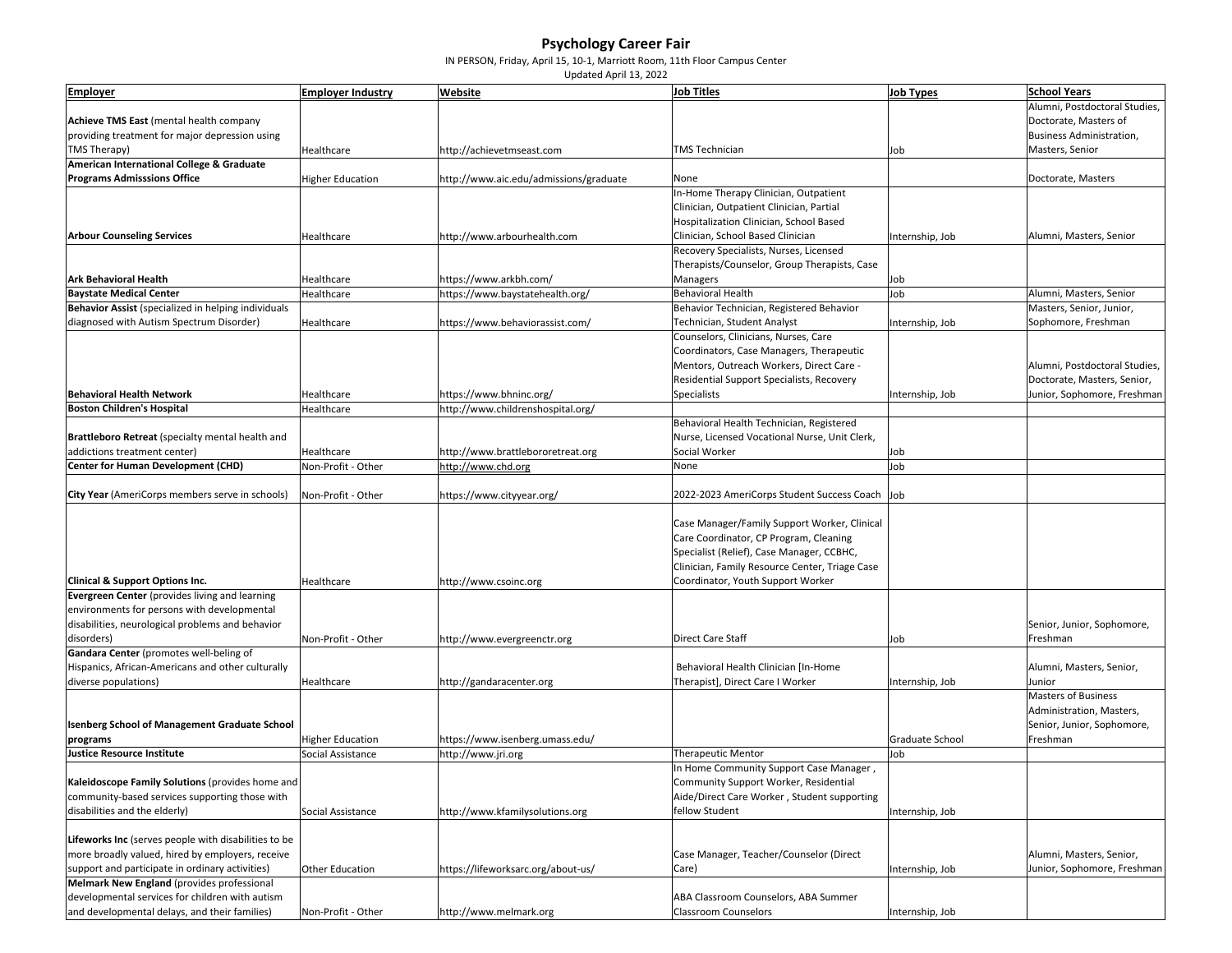# Psychology Career Fair

IN PERSON, Friday, April 15, 10-1, Marriott Room, 11th Floor Campus Center

Updated April 13, 2022

| Employer | Employer Industry | Website | Job Titles | Job Types | School Years |
|---|---|---|---|---|---|
| **Achieve TMS East** (mental health company providing treatment for major depression using TMS Therapy) | Healthcare | http://achievetmseast.com | TMS Technician | Job | Alumni, Postdoctoral Studies, Doctorate, Masters of Business Administration, Masters, Senior |
| **American International College & Graduate Programs Admisssions Office** | Higher Education | http://www.aic.edu/admissions/graduate | None | | Doctorate, Masters |
| **Arbour Counseling Services** | Healthcare | http://www.arbourhealth.com | In-Home Therapy Clinician, Outpatient Clinician, Outpatient Clinician, Partial Hospitalization Clinician, School Based Clinician, School Based Clinician | Internship, Job | Alumni, Masters, Senior |
| **Ark Behavioral Health** | Healthcare | https://www.arkbh.com/ | Recovery Specialists, Nurses, Licensed Therapists/Counselor, Group Therapists, Case Managers | Job | |
| **Baystate Medical Center** | Healthcare | https://www.baystatehealth.org/ | Behavioral Health | Job | Alumni, Masters, Senior |
| **Behavior Assist** (specialized in helping individuals diagnosed with Autism Spectrum Disorder) | Healthcare | https://www.behaviorassist.com/ | Behavior Technician, Registered Behavior Technician, Student Analyst | Internship, Job | Masters, Senior, Junior, Sophomore, Freshman |
| **Behavioral Health Network** | Healthcare | https://www.bhninc.org/ | Counselors, Clinicians, Nurses, Care Coordinators, Case Managers, Therapeutic Mentors, Outreach Workers, Direct Care - Residential Support Specialists, Recovery Specialists | Internship, Job | Alumni, Postdoctoral Studies, Doctorate, Masters, Senior, Junior, Sophomore, Freshman |
| **Boston Children's Hospital** | Healthcare | http://www.childrenshospital.org/ | | | |
| **Brattleboro Retreat** (specialty mental health and addictions treatment center) | Healthcare | http://www.brattlebororetreat.org | Behavioral Health Technician, Registered Nurse, Licensed Vocational Nurse, Unit Clerk, Social Worker | Job | |
| **Center for Human Development (CHD)** | Non-Profit - Other | http://www.chd.org | None | Job | |
| **City Year** (AmeriCorps members serve in schools) | Non-Profit - Other | https://www.cityyear.org/ | 2022-2023 AmeriCorps Student Success Coach | Job | |
| **Clinical & Support Options Inc.** | Healthcare | http://www.csoinc.org | Case Manager/Family Support Worker, Clinical Care Coordinator, CP Program, Cleaning Specialist (Relief), Case Manager, CCBHC, Clinician, Family Resource Center, Triage Case Coordinator, Youth Support Worker | | |
| **Evergreen Center** (provides living and learning environments for persons with developmental disabilities, neurological problems and behavior disorders) | Non-Profit - Other | http://www.evergreenctr.org | Direct Care Staff | Job | Senior, Junior, Sophomore, Freshman |
| **Gandara Center** (promotes well-beling of Hispanics, African-Americans and other culturally diverse populations) | Healthcare | http://gandaracenter.org | Behavioral Health Clinician [In-Home Therapist], Direct Care I Worker | Internship, Job | Alumni, Masters, Senior, Junior |
| **Isenberg School of Management Graduate School programs** | Higher Education | https://www.isenberg.umass.edu/ | | Graduate School | Masters of Business Administration, Masters, Senior, Junior, Sophomore, Freshman |
| **Justice Resource Institute** | Social Assistance | http://www.jri.org | Therapeutic Mentor | Job | |
| **Kaleidoscope Family Solutions** (provides home and community-based services supporting those with disabilities and the elderly) | Social Assistance | http://www.kfamilysolutions.org | In Home Community Support Case Manager , Community Support Worker, Residential Aide/Direct Care Worker , Student supporting fellow Student | Internship, Job | |
| **Lifeworks Inc** (serves people with disabilities to be more broadly valued, hired by employers, receive support and participate in ordinary activities) | Other Education | https://lifeworksarc.org/about-us/ | Case Manager, Teacher/Counselor (Direct Care) | Internship, Job | Alumni, Masters, Senior, Junior, Sophomore, Freshman |
| **Melmark New England** (provides professional developmental services for children with autism and developmental delays, and their families) | Non-Profit - Other | http://www.melmark.org | ABA Classroom Counselors, ABA Summer Classroom Counselors | Internship, Job | |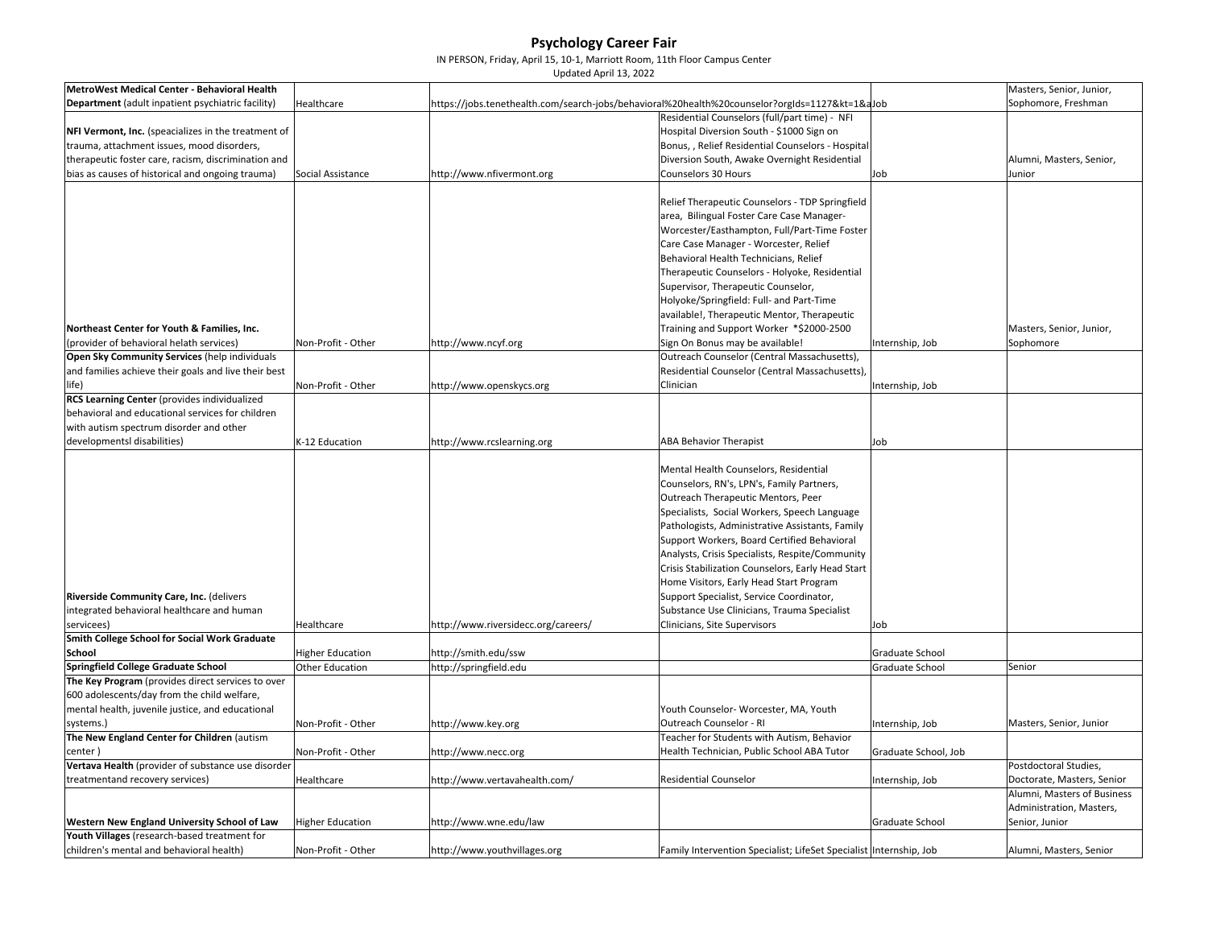# Psychology Career Fair

IN PERSON, Friday, April 15, 10-1, Marriott Room, 11th Floor Campus Center

Updated April 13, 2022

| | | | | | |
|---|---|---|---|---|---|
| **MetroWest Medical Center - Behavioral Health Department** (adult inpatient psychiatric facility) | Healthcare | https://jobs.tenethealth.com/search-jobs/behavioral%20health%20counselor?orgIds=1127&kt=1&a | | Job | Masters, Senior, Junior, Sophomore, Freshman |
| **NFI Vermont, Inc.** (speacializes in the treatment of trauma, attachment issues, mood disorders, therapeutic foster care, racism, discrimination and bias as causes of historical and ongoing trauma) | Social Assistance | http://www.nfivermont.org | Residential Counselors (full/part time) - NFI Hospital Diversion South - $1000 Sign on Bonus, , Relief Residential Counselors - Hospital Diversion South, Awake Overnight Residential Counselors 30 Hours | Job | Alumni, Masters, Senior, Junior |
| **Northeast Center for Youth & Families, Inc.** (provider of behavioral helath services) | Non-Profit - Other | http://www.ncyf.org | Relief Therapeutic Counselors - TDP Springfield area, Bilingual Foster Care Case Manager- Worcester/Easthampton, Full/Part-Time Foster Care Case Manager - Worcester, Relief Behavioral Health Technicians, Relief Therapeutic Counselors - Holyoke, Residential Supervisor, Therapeutic Counselor, Holyoke/Springfield: Full- and Part-Time available!, Therapeutic Mentor, Therapeutic Training and Support Worker *$2000-2500 Sign On Bonus may be available! | Internship, Job | Masters, Senior, Junior, Sophomore |
| **Open Sky Community Services** (help individuals and families achieve their goals and live their best life) | Non-Profit - Other | http://www.openskycs.org | Outreach Counselor (Central Massachusetts), Residential Counselor (Central Massachusetts), Clinician | Internship, Job | |
| **RCS Learning Center** (provides individualized behavioral and educational services for children with autism spectrum disorder and other developmentsl disabilities) | K-12 Education | http://www.rcslearning.org | ABA Behavior Therapist | Job | |
| **Riverside Community Care, Inc.** (delivers integrated behavioral healthcare and human servicees) | Healthcare | http://www.riversidecc.org/careers/ | Mental Health Counselors, Residential Counselors, RN's, LPN's, Family Partners, Outreach Therapeutic Mentors, Peer Specialists, Social Workers, Speech Language Pathologists, Administrative Assistants, Family Support Workers, Board Certified Behavioral Analysts, Crisis Specialists, Respite/Community Crisis Stabilization Counselors, Early Head Start Home Visitors, Early Head Start Program Support Specialist, Service Coordinator, Substance Use Clinicians, Trauma Specialist Clinicians, Site Supervisors | Job | |
| **Smith College School for Social Work Graduate School** | Higher Education | http://smith.edu/ssw | | Graduate School | |
| **Springfield College Graduate School** | Other Education | http://springfield.edu | | Graduate School | Senior |
| **The Key Program** (provides direct services to over 600 adolescents/day from the child welfare, mental health, juvenile justice, and educational systems.) | Non-Profit - Other | http://www.key.org | Youth Counselor- Worcester, MA, Youth Outreach Counselor - RI | Internship, Job | Masters, Senior, Junior |
| **The New England Center for Children** (autism center ) | Non-Profit - Other | http://www.necc.org | Teacher for Students with Autism, Behavior Health Technician, Public School ABA Tutor | Graduate School, Job | |
| **Vertava Health** (provider of substance use disorder treatmentand recovery services) | Healthcare | http://www.vertavahealth.com/ | Residential Counselor | Internship, Job | Postdoctoral Studies, Doctorate, Masters, Senior |
| **Western New England University School of Law** | Higher Education | http://www.wne.edu/law | | Graduate School | Alumni, Masters of Business Administration, Masters, Senior, Junior |
| **Youth Villages** (research-based treatment for children's mental and behavioral health) | Non-Profit - Other | http://www.youthvillages.org | Family Intervention Specialist; LifeSet Specialist | Internship, Job | Alumni, Masters, Senior |